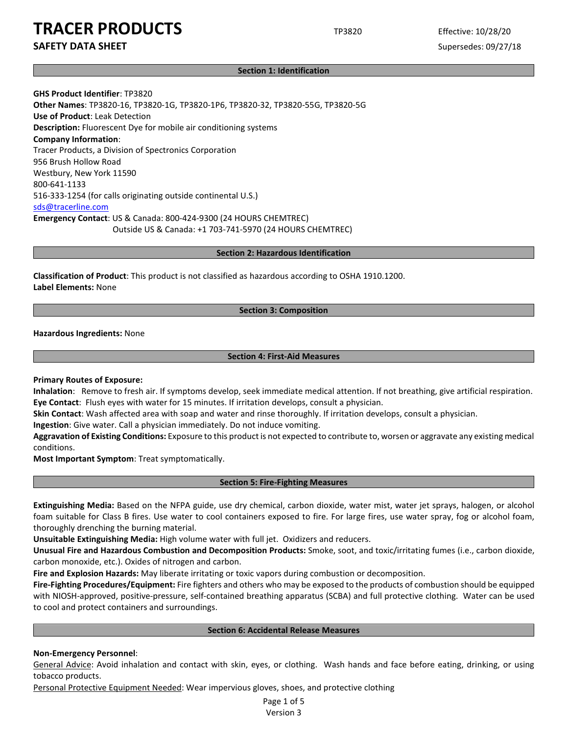# TRACER PRODUCTS

**SAFETY DATA SHEET**

TP3820

Effective: 10/28/20

Supersedes: 09/27/18

## Section 1: Identification

**GHS Product Identifier**: TP3820
**Other Names**: TP3820-16, TP3820-1G, TP3820-1P6, TP3820-32, TP3820-55G, TP3820-5G
**Use of Product**: Leak Detection
**Description:** Fluorescent Dye for mobile air conditioning systems
**Company Information**:
Tracer Products, a Division of Spectronics Corporation
956 Brush Hollow Road
Westbury, New York 11590
800-641-1133
516-333-1254 (for calls originating outside continental U.S.)
sds@tracerline.com
**Emergency Contact**: US & Canada: 800-424-9300 (24 HOURS CHEMTREC)
Outside US & Canada: +1 703-741-5970 (24 HOURS CHEMTREC)

## Section 2: Hazardous Identification

**Classification of Product**: This product is not classified as hazardous according to OSHA 1910.1200.
**Label Elements:** None

## Section 3: Composition

**Hazardous Ingredients:** None

## Section 4: First-Aid Measures

**Primary Routes of Exposure:**
**Inhalation**: Remove to fresh air. If symptoms develop, seek immediate medical attention. If not breathing, give artificial respiration.
**Eye Contact**: Flush eyes with water for 15 minutes. If irritation develops, consult a physician.
**Skin Contact**: Wash affected area with soap and water and rinse thoroughly. If irritation develops, consult a physician.
**Ingestion**: Give water. Call a physician immediately. Do not induce vomiting.
**Aggravation of Existing Conditions:** Exposure to this product is not expected to contribute to, worsen or aggravate any existing medical conditions.
**Most Important Symptom**: Treat symptomatically.

## Section 5: Fire-Fighting Measures

**Extinguishing Media:** Based on the NFPA guide, use dry chemical, carbon dioxide, water mist, water jet sprays, halogen, or alcohol foam suitable for Class B fires. Use water to cool containers exposed to fire. For large fires, use water spray, fog or alcohol foam, thoroughly drenching the burning material.
**Unsuitable Extinguishing Media:** High volume water with full jet. Oxidizers and reducers.
**Unusual Fire and Hazardous Combustion and Decomposition Products:** Smoke, soot, and toxic/irritating fumes (i.e., carbon dioxide, carbon monoxide, etc.). Oxides of nitrogen and carbon.
**Fire and Explosion Hazards:** May liberate irritating or toxic vapors during combustion or decomposition.
**Fire-Fighting Procedures/Equipment:** Fire fighters and others who may be exposed to the products of combustion should be equipped with NIOSH-approved, positive-pressure, self-contained breathing apparatus (SCBA) and full protective clothing. Water can be used to cool and protect containers and surroundings.

## Section 6: Accidental Release Measures

**Non-Emergency Personnel**:
General Advice: Avoid inhalation and contact with skin, eyes, or clothing. Wash hands and face before eating, drinking, or using tobacco products.
Personal Protective Equipment Needed: Wear impervious gloves, shoes, and protective clothing

Version 3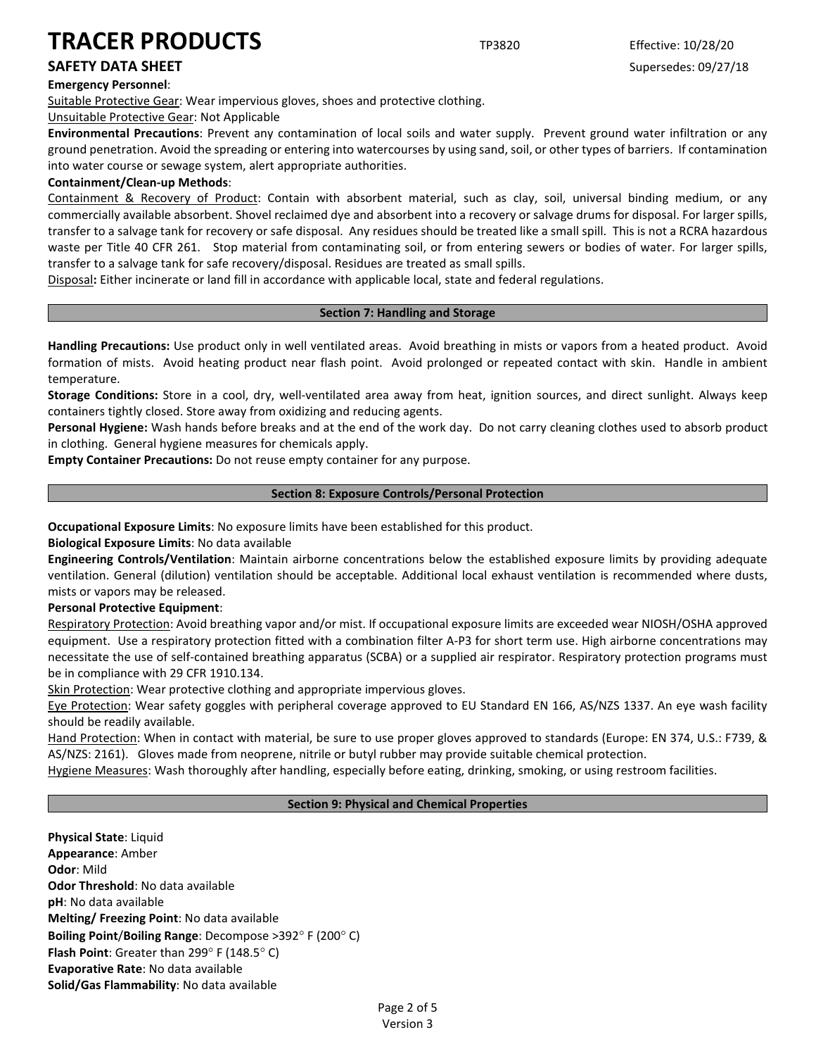**Emergency Personnel**:

Suitable Protective Gear: Wear impervious gloves, shoes and protective clothing.

Unsuitable Protective Gear: Not Applicable

**Environmental Precautions**: Prevent any contamination of local soils and water supply. Prevent ground water infiltration or any ground penetration. Avoid the spreading or entering into watercourses by using sand, soil, or other types of barriers. If contamination into water course or sewage system, alert appropriate authorities.

**Containment/Clean-up Methods**:

Containment & Recovery of Product: Contain with absorbent material, such as clay, soil, universal binding medium, or any commercially available absorbent. Shovel reclaimed dye and absorbent into a recovery or salvage drums for disposal. For larger spills, transfer to a salvage tank for recovery or safe disposal. Any residues should be treated like a small spill. This is not a RCRA hazardous waste per Title 40 CFR 261. Stop material from contaminating soil, or from entering sewers or bodies of water. For larger spills, transfer to a salvage tank for safe recovery/disposal. Residues are treated as small spills.

Disposal**:** Either incinerate or land fill in accordance with applicable local, state and federal regulations.

## Section 7: Handling and Storage

**Handling Precautions:** Use product only in well ventilated areas. Avoid breathing in mists or vapors from a heated product. Avoid formation of mists. Avoid heating product near flash point. Avoid prolonged or repeated contact with skin. Handle in ambient temperature.

**Storage Conditions:** Store in a cool, dry, well-ventilated area away from heat, ignition sources, and direct sunlight. Always keep containers tightly closed. Store away from oxidizing and reducing agents.

**Personal Hygiene:** Wash hands before breaks and at the end of the work day. Do not carry cleaning clothes used to absorb product in clothing. General hygiene measures for chemicals apply.

**Empty Container Precautions:** Do not reuse empty container for any purpose.

## Section 8: Exposure Controls/Personal Protection

**Occupational Exposure Limits**: No exposure limits have been established for this product.

**Biological Exposure Limits**: No data available

**Engineering Controls/Ventilation**: Maintain airborne concentrations below the established exposure limits by providing adequate ventilation. General (dilution) ventilation should be acceptable. Additional local exhaust ventilation is recommended where dusts, mists or vapors may be released.

**Personal Protective Equipment**:

Respiratory Protection: Avoid breathing vapor and/or mist. If occupational exposure limits are exceeded wear NIOSH/OSHA approved equipment. Use a respiratory protection fitted with a combination filter A-P3 for short term use. High airborne concentrations may necessitate the use of self-contained breathing apparatus (SCBA) or a supplied air respirator. Respiratory protection programs must be in compliance with 29 CFR 1910.134.

Skin Protection: Wear protective clothing and appropriate impervious gloves.

Eye Protection: Wear safety goggles with peripheral coverage approved to EU Standard EN 166, AS/NZS 1337. An eye wash facility should be readily available.

Hand Protection: When in contact with material, be sure to use proper gloves approved to standards (Europe: EN 374, U.S.: F739, & AS/NZS: 2161). Gloves made from neoprene, nitrile or butyl rubber may provide suitable chemical protection.

Hygiene Measures: Wash thoroughly after handling, especially before eating, drinking, smoking, or using restroom facilities.

## Section 9: Physical and Chemical Properties

**Physical State**: Liquid

**Appearance**: Amber

**Odor**: Mild

**Odor Threshold**: No data available

**pH**: No data available

**Melting/ Freezing Point**: No data available

**Boiling Point**/**Boiling Range**: Decompose >392° F (200° C)

**Flash Point**: Greater than 299° F (148.5° C)

**Evaporative Rate**: No data available

**Solid/Gas Flammability**: No data available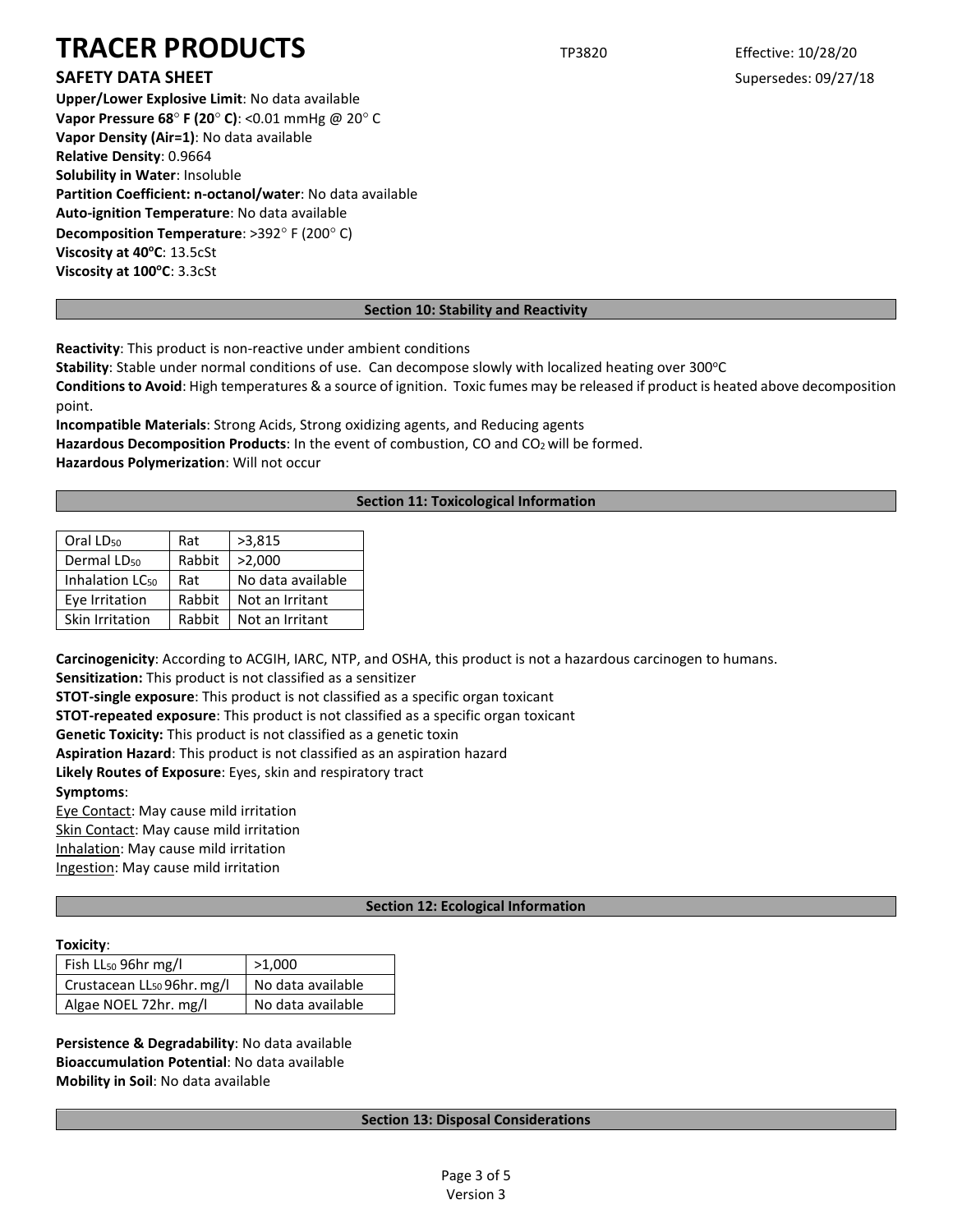**Upper/Lower Explosive Limit**: No data available
**Vapor Pressure 68° F (20° C)**: <0.01 mmHg @ 20° C
**Vapor Density (Air=1)**: No data available
**Relative Density**: 0.9664
**Solubility in Water**: Insoluble
**Partition Coefficient: n-octanol/water**: No data available
**Auto-ignition Temperature**: No data available
**Decomposition Temperature**: >392° F (200° C)
**Viscosity at 40°C**: 13.5cSt
**Viscosity at 100°C**: 3.3cSt

## Section 10: Stability and Reactivity

**Reactivity**: This product is non-reactive under ambient conditions
**Stability**: Stable under normal conditions of use. Can decompose slowly with localized heating over 300°C
**Conditions to Avoid**: High temperatures & a source of ignition. Toxic fumes may be released if product is heated above decomposition point.
**Incompatible Materials**: Strong Acids, Strong oxidizing agents, and Reducing agents
**Hazardous Decomposition Products**: In the event of combustion, CO and $CO_2$ will be formed.
**Hazardous Polymerization**: Will not occur

## Section 11: Toxicological Information

| | | |
|---|---|---|
| Oral $LD_{50}$ | Rat | >3,815 |
| Dermal $LD_{50}$ | Rabbit | >2,000 |
| Inhalation $LC_{50}$ | Rat | No data available |
| Eye Irritation | Rabbit | Not an Irritant |
| Skin Irritation | Rabbit | Not an Irritant |

**Carcinogenicity**: According to ACGIH, IARC, NTP, and OSHA, this product is not a hazardous carcinogen to humans.
**Sensitization:** This product is not classified as a sensitizer
**STOT-single exposure**: This product is not classified as a specific organ toxicant
**STOT-repeated exposure**: This product is not classified as a specific organ toxicant
**Genetic Toxicity:** This product is not classified as a genetic toxin
**Aspiration Hazard**: This product is not classified as an aspiration hazard
**Likely Routes of Exposure**: Eyes, skin and respiratory tract
**Symptoms**:
Eye Contact: May cause mild irritation
Skin Contact: May cause mild irritation
Inhalation: May cause mild irritation
Ingestion: May cause mild irritation

## Section 12: Ecological Information

**Toxicity**:

| | |
|---|---|
| Fish $LL_{50}$ 96hr mg/l | >1,000 |
| Crustacean $LL_{50}$ 96hr. mg/l | No data available |
| Algae NOEL 72hr. mg/l | No data available |

**Persistence & Degradability**: No data available
**Bioaccumulation Potential**: No data available
**Mobility in Soil**: No data available

## Section 13: Disposal Considerations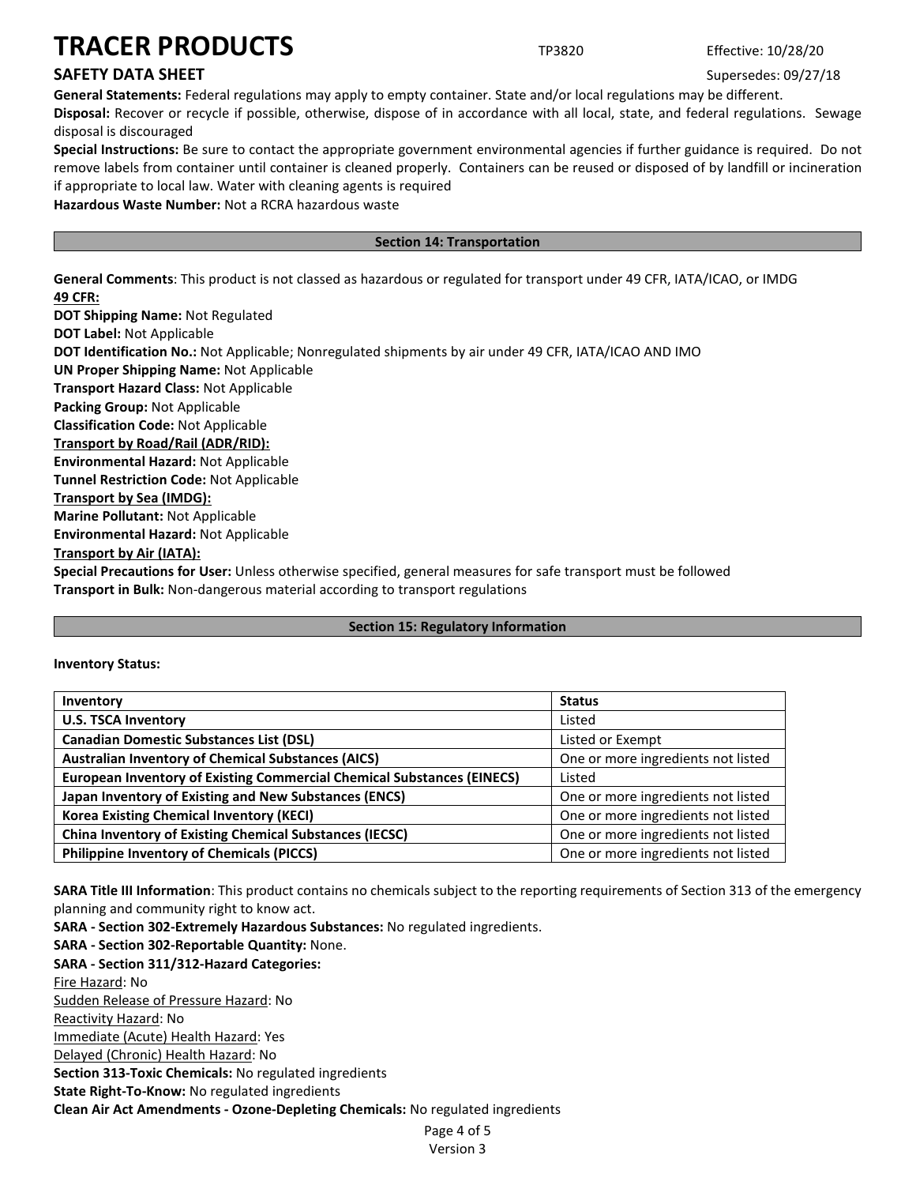**General Statements:** Federal regulations may apply to empty container. State and/or local regulations may be different.

**Disposal:** Recover or recycle if possible, otherwise, dispose of in accordance with all local, state, and federal regulations. Sewage disposal is discouraged

**Special Instructions:** Be sure to contact the appropriate government environmental agencies if further guidance is required. Do not remove labels from container until container is cleaned properly. Containers can be reused or disposed of by landfill or incineration if appropriate to local law. Water with cleaning agents is required

**Hazardous Waste Number:** Not a RCRA hazardous waste

## Section 14: Transportation

**General Comments**: This product is not classed as hazardous or regulated for transport under 49 CFR, IATA/ICAO, or IMDG

**49 CFR:**

**DOT Shipping Name:** Not Regulated

**DOT Label:** Not Applicable

**DOT Identification No.:** Not Applicable; Nonregulated shipments by air under 49 CFR, IATA/ICAO AND IMO

**UN Proper Shipping Name:** Not Applicable

**Transport Hazard Class:** Not Applicable

**Packing Group:** Not Applicable

**Classification Code:** Not Applicable

**Transport by Road/Rail (ADR/RID):**

**Environmental Hazard:** Not Applicable

**Tunnel Restriction Code:** Not Applicable

**Transport by Sea (IMDG):**

**Marine Pollutant:** Not Applicable

**Environmental Hazard:** Not Applicable

**Transport by Air (IATA):**

**Special Precautions for User:** Unless otherwise specified, general measures for safe transport must be followed

**Transport in Bulk:** Non-dangerous material according to transport regulations

## Section 15: Regulatory Information

**Inventory Status:**

| Inventory | Status |
|---|---|
| **U.S. TSCA Inventory** | Listed |
| **Canadian Domestic Substances List (DSL)** | Listed or Exempt |
| **Australian Inventory of Chemical Substances (AICS)** | One or more ingredients not listed |
| **European Inventory of Existing Commercial Chemical Substances (EINECS)** | Listed |
| **Japan Inventory of Existing and New Substances (ENCS)** | One or more ingredients not listed |
| **Korea Existing Chemical Inventory (KECI)** | One or more ingredients not listed |
| **China Inventory of Existing Chemical Substances (IECSC)** | One or more ingredients not listed |
| **Philippine Inventory of Chemicals (PICCS)** | One or more ingredients not listed |

**SARA Title III Information**: This product contains no chemicals subject to the reporting requirements of Section 313 of the emergency planning and community right to know act.

**SARA - Section 302-Extremely Hazardous Substances:** No regulated ingredients.

**SARA - Section 302-Reportable Quantity:** None.

**SARA - Section 311/312-Hazard Categories:**

Fire Hazard: No

Sudden Release of Pressure Hazard: No

Reactivity Hazard: No

Immediate (Acute) Health Hazard: Yes

Delayed (Chronic) Health Hazard: No

**Section 313-Toxic Chemicals:** No regulated ingredients

**State Right-To-Know:** No regulated ingredients

**Clean Air Act Amendments - Ozone-Depleting Chemicals:** No regulated ingredients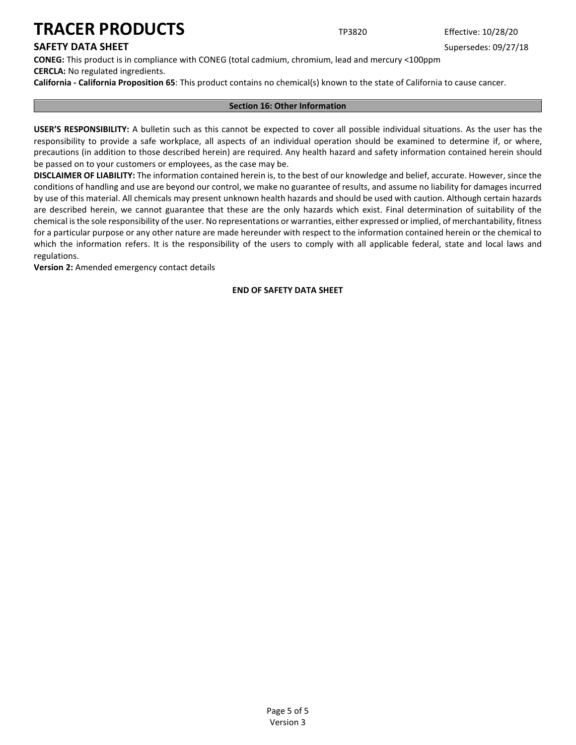**CONEG:** This product is in compliance with CONEG (total cadmium, chromium, lead and mercury <100ppm
**CERCLA:** No regulated ingredients.
**California - California Proposition 65**: This product contains no chemical(s) known to the state of California to cause cancer.

## Section 16: Other Information

**USER'S RESPONSIBILITY:** A bulletin such as this cannot be expected to cover all possible individual situations. As the user has the responsibility to provide a safe workplace, all aspects of an individual operation should be examined to determine if, or where, precautions (in addition to those described herein) are required. Any health hazard and safety information contained herein should be passed on to your customers or employees, as the case may be.
**DISCLAIMER OF LIABILITY:** The information contained herein is, to the best of our knowledge and belief, accurate. However, since the conditions of handling and use are beyond our control, we make no guarantee of results, and assume no liability for damages incurred by use of this material. All chemicals may present unknown health hazards and should be used with caution. Although certain hazards are described herein, we cannot guarantee that these are the only hazards which exist. Final determination of suitability of the chemical is the sole responsibility of the user. No representations or warranties, either expressed or implied, of merchantability, fitness for a particular purpose or any other nature are made hereunder with respect to the information contained herein or the chemical to which the information refers. It is the responsibility of the users to comply with all applicable federal, state and local laws and regulations.
**Version 2:** Amended emergency contact details

**END OF SAFETY DATA SHEET**